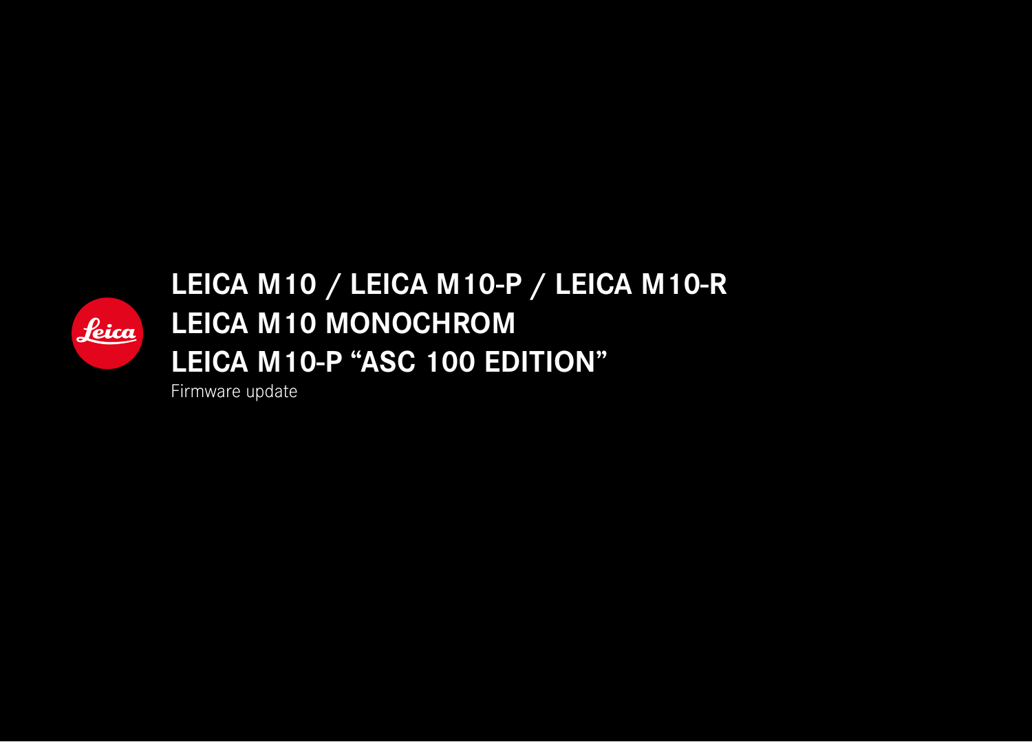# LEICA M10 / LEICA M10-P / LEICA M10-R
# LEICA M10 MONOCHROM
# LEICA M10-P “ASC 100 EDITION”

Firmware update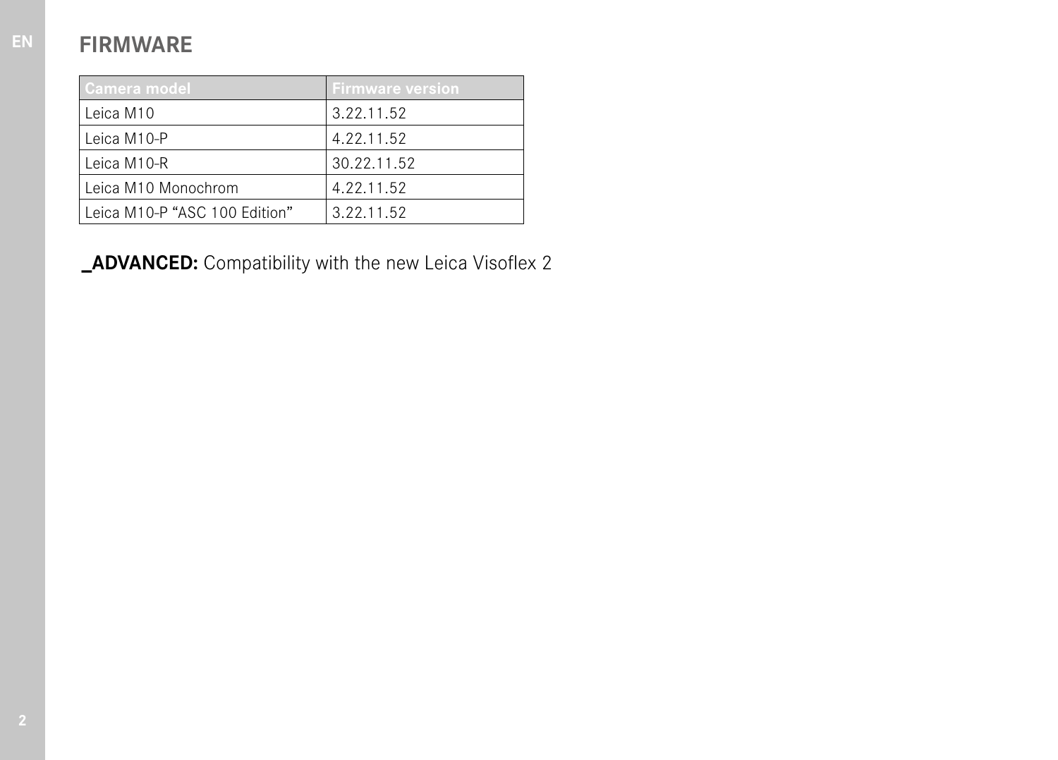# FIRMWARE

| Camera model | Firmware version |
| --- | --- |
| Leica M10 | 3.22.11.52 |
| Leica M10-P | 4.22.11.52 |
| Leica M10-R | 30.22.11.52 |
| Leica M10 Monochrom | 4.22.11.52 |
| Leica M10-P “ASC 100 Edition” | 3.22.11.52 |

**_ADVANCED:** Compatibility with the new Leica Visoflex 2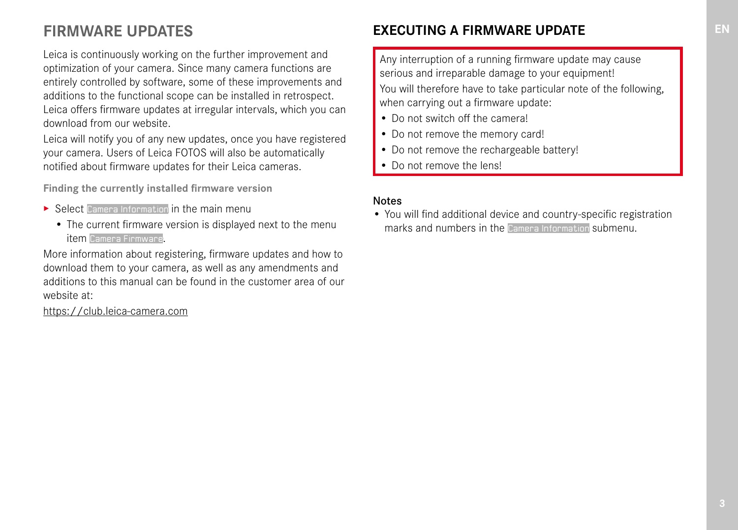# FIRMWARE UPDATES

Leica is continuously working on the further improvement and optimization of your camera. Since many camera functions are entirely controlled by software, some of these improvements and additions to the functional scope can be installed in retrospect. Leica offers firmware updates at irregular intervals, which you can download from our website.

Leica will notify you of any new updates, once you have registered your camera. Users of Leica FOTOS will also be automatically notified about firmware updates for their Leica cameras.

**Finding the currently installed firmware version**

- ▸ Select `Camera Information` in the main menu
  - The current firmware version is displayed next to the menu item `Camera Firmware`.

More information about registering, firmware updates and how to download them to your camera, as well as any amendments and additions to this manual can be found in the customer area of our website at:

https://club.leica-camera.com

# EXECUTING A FIRMWARE UPDATE

> Any interruption of a running firmware update may cause serious and irreparable damage to your equipment!
>
> You will therefore have to take particular note of the following, when carrying out a firmware update:
>
> - Do not switch off the camera!
> - Do not remove the memory card!
> - Do not remove the rechargeable battery!
> - Do not remove the lens!

**Notes**

- You will find additional device and country-specific registration marks and numbers in the `Camera Information` submenu.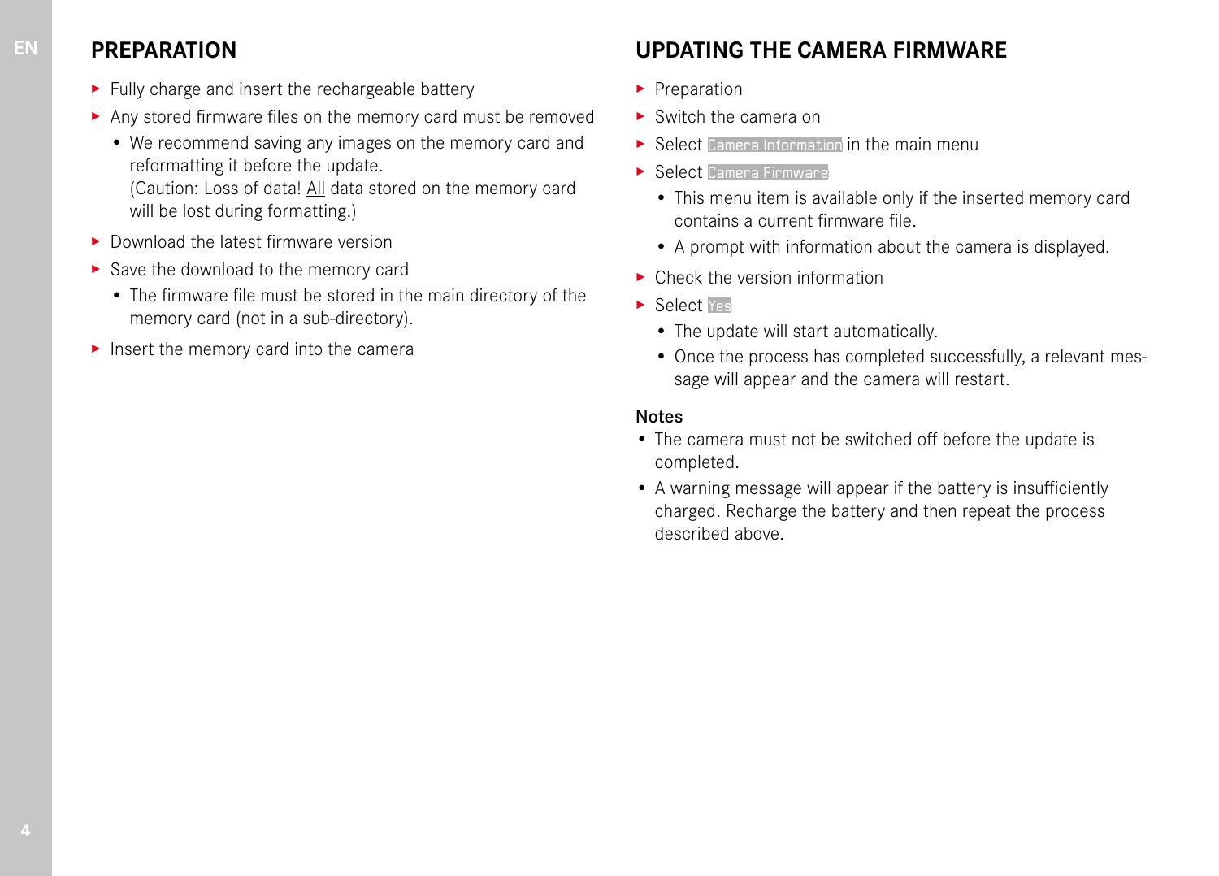## PREPARATION

- Fully charge and insert the rechargeable battery
- Any stored firmware files on the memory card must be removed
  - We recommend saving any images on the memory card and reformatting it before the update.
    (Caution: Loss of data! All data stored on the memory card will be lost during formatting.)
- Download the latest firmware version
- Save the download to the memory card
  - The firmware file must be stored in the main directory of the memory card (not in a sub-directory).
- Insert the memory card into the camera

## UPDATING THE CAMERA FIRMWARE

- Preparation
- Switch the camera on
- Select Camera Information in the main menu
- Select Camera Firmware
  - This menu item is available only if the inserted memory card contains a current firmware file.
  - A prompt with information about the camera is displayed.
- Check the version information
- Select Yes
  - The update will start automatically.
  - Once the process has completed successfully, a relevant message will appear and the camera will restart.

### Notes

- The camera must not be switched off before the update is completed.
- A warning message will appear if the battery is insufficiently charged. Recharge the battery and then repeat the process described above.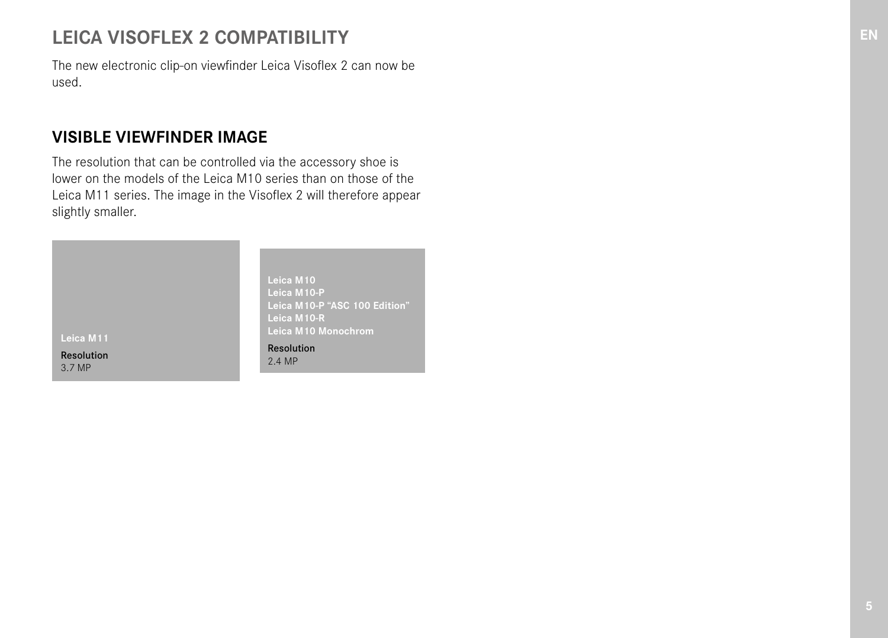## LEICA VISOFLEX 2 COMPATIBILITY

The new electronic clip-on viewfinder Leica Visoflex 2 can now be used.

### VISIBLE VIEWFINDER IMAGE

The resolution that can be controlled via the accessory shoe is lower on the models of the Leica M10 series than on those of the Leica M11 series. The image in the Visoflex 2 will therefore appear slightly smaller.

**Leica M11**

**Resolution**
3.7 MP

**Leica M10**
**Leica M10-P**
**Leica M10-P "ASC 100 Edition"**
**Leica M10-R**
**Leica M10 Monochrom**

**Resolution**
2.4 MP